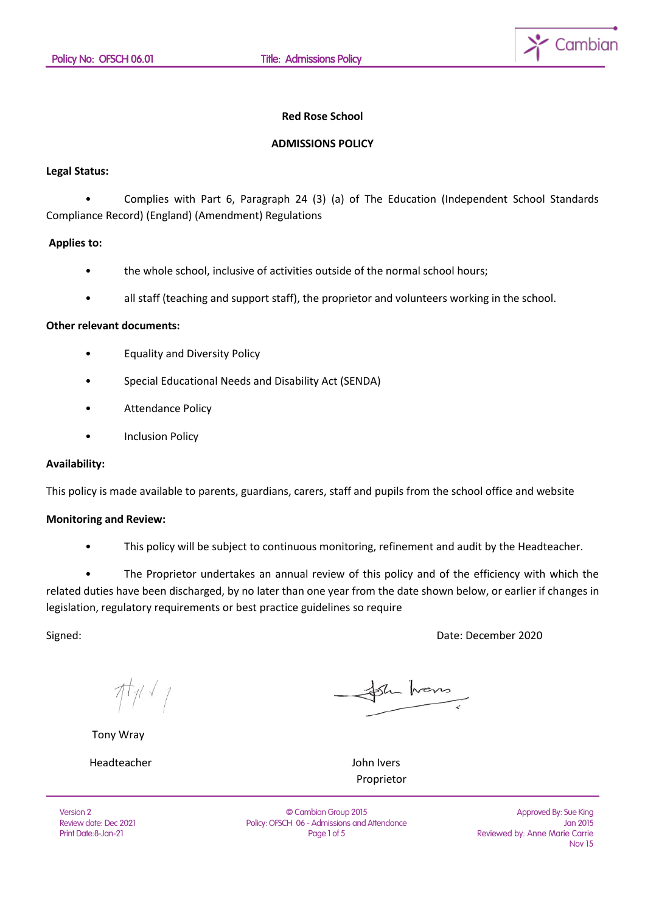**Red Rose School**

**ADMISSIONS POLICY**

**Legal Status:**

- Complies with Part 6, Paragraph 24 (3) (a) of The Education (Independent School Standards Compliance Record) (England) (Amendment) Regulations

**Applies to:**

- the whole school, inclusive of activities outside of the normal school hours;
- all staff (teaching and support staff), the proprietor and volunteers working in the school.

**Other relevant documents:**

- Equality and Diversity Policy
- Special Educational Needs and Disability Act (SENDA)
- Attendance Policy
- Inclusion Policy

**Availability:**

This policy is made available to parents, guardians, carers, staff and pupils from the school office and website

**Monitoring and Review:**

- This policy will be subject to continuous monitoring, refinement and audit by the Headteacher.
- The Proprietor undertakes an annual review of this policy and of the efficiency with which the related duties have been discharged, by no later than one year from the date shown below, or earlier if changes in legislation, regulatory requirements or best practice guidelines so require

Signed: Date: December 2020

Tony Wray

Headteacher

John Ivers

Proprietor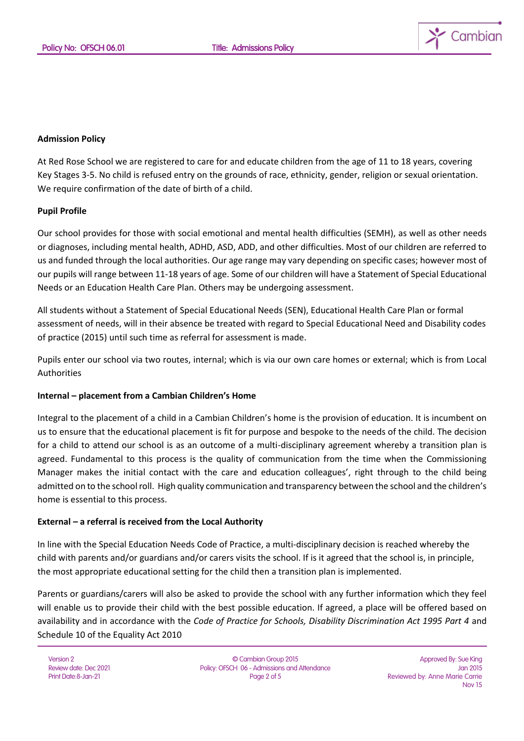**Admission Policy**

At Red Rose School we are registered to care for and educate children from the age of 11 to 18 years, covering Key Stages 3-5. No child is refused entry on the grounds of race, ethnicity, gender, religion or sexual orientation. We require confirmation of the date of birth of a child.

**Pupil Profile**

Our school provides for those with social emotional and mental health difficulties (SEMH), as well as other needs or diagnoses, including mental health, ADHD, ASD, ADD, and other difficulties. Most of our children are referred to us and funded through the local authorities. Our age range may vary depending on specific cases; however most of our pupils will range between 11-18 years of age. Some of our children will have a Statement of Special Educational Needs or an Education Health Care Plan. Others may be undergoing assessment.

All students without a Statement of Special Educational Needs (SEN), Educational Health Care Plan or formal assessment of needs, will in their absence be treated with regard to Special Educational Need and Disability codes of practice (2015) until such time as referral for assessment is made.

Pupils enter our school via two routes, internal; which is via our own care homes or external; which is from Local Authorities

**Internal – placement from a Cambian Children's Home**

Integral to the placement of a child in a Cambian Children's home is the provision of education. It is incumbent on us to ensure that the educational placement is fit for purpose and bespoke to the needs of the child. The decision for a child to attend our school is as an outcome of a multi-disciplinary agreement whereby a transition plan is agreed. Fundamental to this process is the quality of communication from the time when the Commissioning Manager makes the initial contact with the care and education colleagues', right through to the child being admitted on to the school roll. High quality communication and transparency between the school and the children's home is essential to this process.

**External – a referral is received from the Local Authority**

In line with the Special Education Needs Code of Practice, a multi-disciplinary decision is reached whereby the child with parents and/or guardians and/or carers visits the school. If is it agreed that the school is, in principle, the most appropriate educational setting for the child then a transition plan is implemented.

Parents or guardians/carers will also be asked to provide the school with any further information which they feel will enable us to provide their child with the best possible education. If agreed, a place will be offered based on availability and in accordance with the *Code of Practice for Schools, Disability Discrimination Act 1995 Part 4* and Schedule 10 of the Equality Act 2010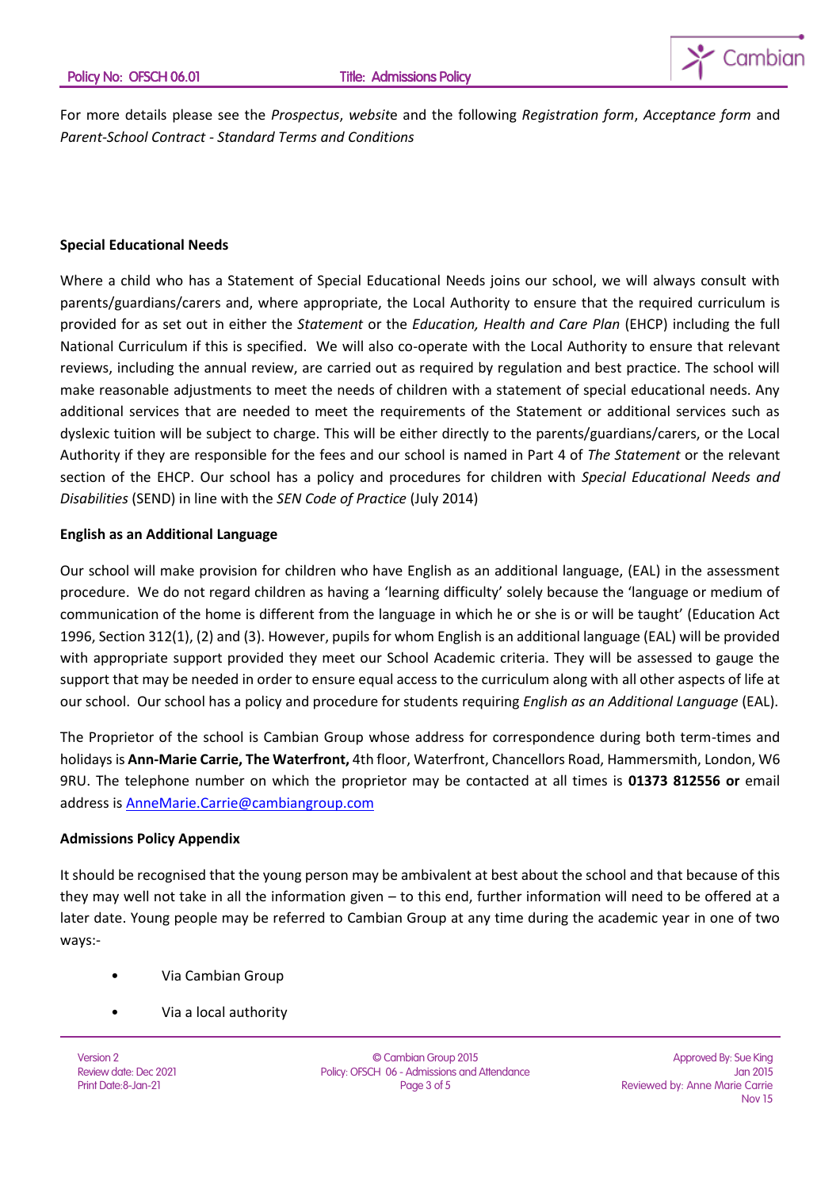For more details please see the *Prospectus*, *website* and the following *Registration form*, *Acceptance form* and *Parent-School Contract - Standard Terms and Conditions*

**Special Educational Needs**

Where a child who has a Statement of Special Educational Needs joins our school, we will always consult with parents/guardians/carers and, where appropriate, the Local Authority to ensure that the required curriculum is provided for as set out in either the *Statement* or the *Education, Health and Care Plan* (EHCP) including the full National Curriculum if this is specified. We will also co-operate with the Local Authority to ensure that relevant reviews, including the annual review, are carried out as required by regulation and best practice. The school will make reasonable adjustments to meet the needs of children with a statement of special educational needs. Any additional services that are needed to meet the requirements of the Statement or additional services such as dyslexic tuition will be subject to charge. This will be either directly to the parents/guardians/carers, or the Local Authority if they are responsible for the fees and our school is named in Part 4 of *The Statement* or the relevant section of the EHCP. Our school has a policy and procedures for children with *Special Educational Needs and Disabilities* (SEND) in line with the *SEN Code of Practice* (July 2014)

**English as an Additional Language**

Our school will make provision for children who have English as an additional language, (EAL) in the assessment procedure. We do not regard children as having a 'learning difficulty' solely because the 'language or medium of communication of the home is different from the language in which he or she is or will be taught' (Education Act 1996, Section 312(1), (2) and (3). However, pupils for whom English is an additional language (EAL) will be provided with appropriate support provided they meet our School Academic criteria. They will be assessed to gauge the support that may be needed in order to ensure equal access to the curriculum along with all other aspects of life at our school. Our school has a policy and procedure for students requiring *English as an Additional Language* (EAL).

The Proprietor of the school is Cambian Group whose address for correspondence during both term-times and holidays is **Ann-Marie Carrie, The Waterfront,** 4th floor, Waterfront, Chancellors Road, Hammersmith, London, W6 9RU. The telephone number on which the proprietor may be contacted at all times is **01373 812556 or** email address is AnneMarie.Carrie@cambiangroup.com

**Admissions Policy Appendix**

It should be recognised that the young person may be ambivalent at best about the school and that because of this they may well not take in all the information given – to this end, further information will need to be offered at a later date. Young people may be referred to Cambian Group at any time during the academic year in one of two ways:-

- Via Cambian Group
- Via a local authority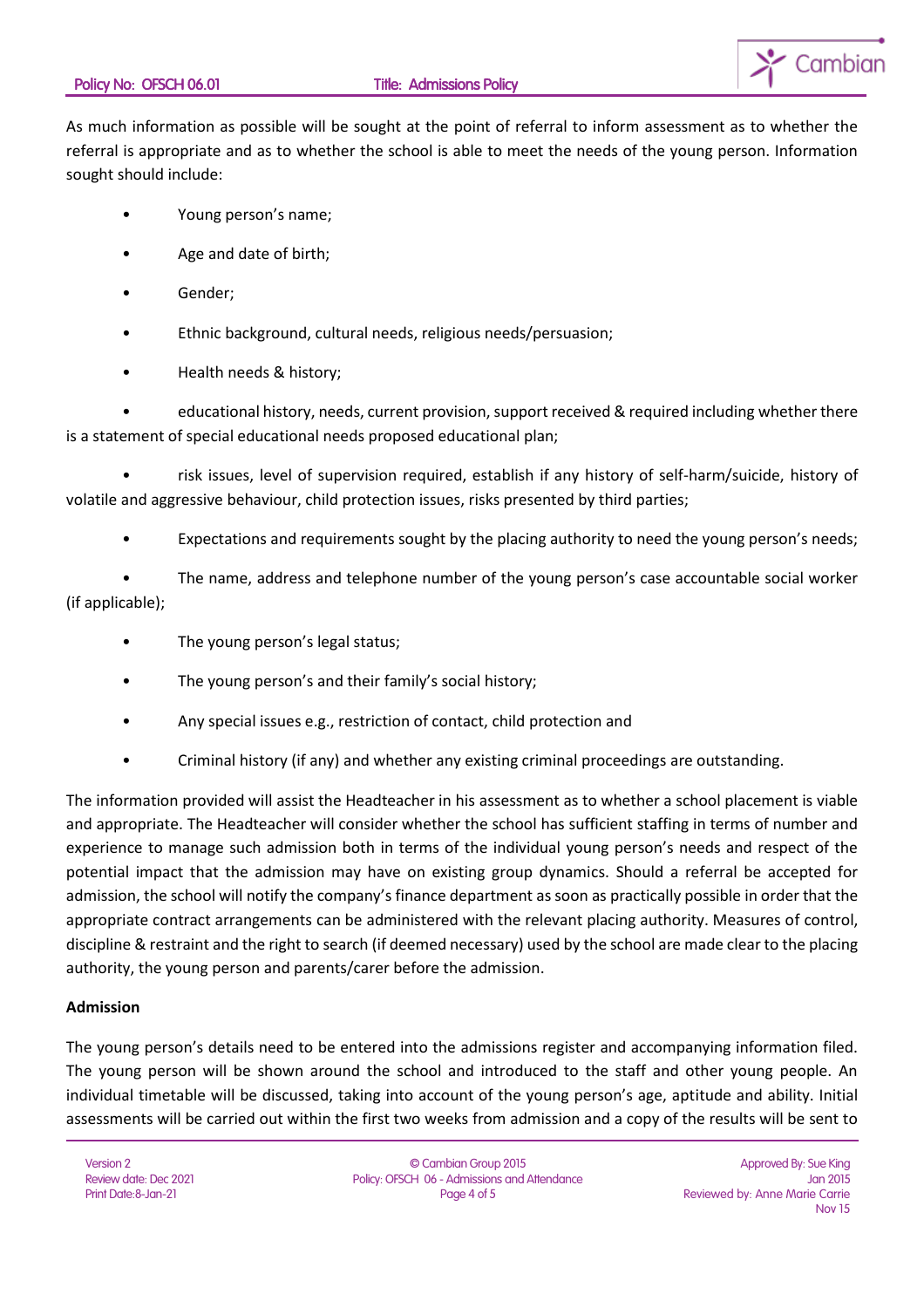As much information as possible will be sought at the point of referral to inform assessment as to whether the referral is appropriate and as to whether the school is able to meet the needs of the young person. Information sought should include:

- Young person's name;
- Age and date of birth;
- Gender;
- Ethnic background, cultural needs, religious needs/persuasion;
- Health needs & history;
- educational history, needs, current provision, support received & required including whether there is a statement of special educational needs proposed educational plan;
- risk issues, level of supervision required, establish if any history of self-harm/suicide, history of volatile and aggressive behaviour, child protection issues, risks presented by third parties;
- Expectations and requirements sought by the placing authority to need the young person's needs;
- The name, address and telephone number of the young person's case accountable social worker (if applicable);
- The young person's legal status;
- The young person's and their family's social history;
- Any special issues e.g., restriction of contact, child protection and
- Criminal history (if any) and whether any existing criminal proceedings are outstanding.

The information provided will assist the Headteacher in his assessment as to whether a school placement is viable and appropriate. The Headteacher will consider whether the school has sufficient staffing in terms of number and experience to manage such admission both in terms of the individual young person's needs and respect of the potential impact that the admission may have on existing group dynamics. Should a referral be accepted for admission, the school will notify the company's finance department as soon as practically possible in order that the appropriate contract arrangements can be administered with the relevant placing authority. Measures of control, discipline & restraint and the right to search (if deemed necessary) used by the school are made clear to the placing authority, the young person and parents/carer before the admission.

**Admission**

The young person's details need to be entered into the admissions register and accompanying information filed. The young person will be shown around the school and introduced to the staff and other young people. An individual timetable will be discussed, taking into account of the young person's age, aptitude and ability. Initial assessments will be carried out within the first two weeks from admission and a copy of the results will be sent to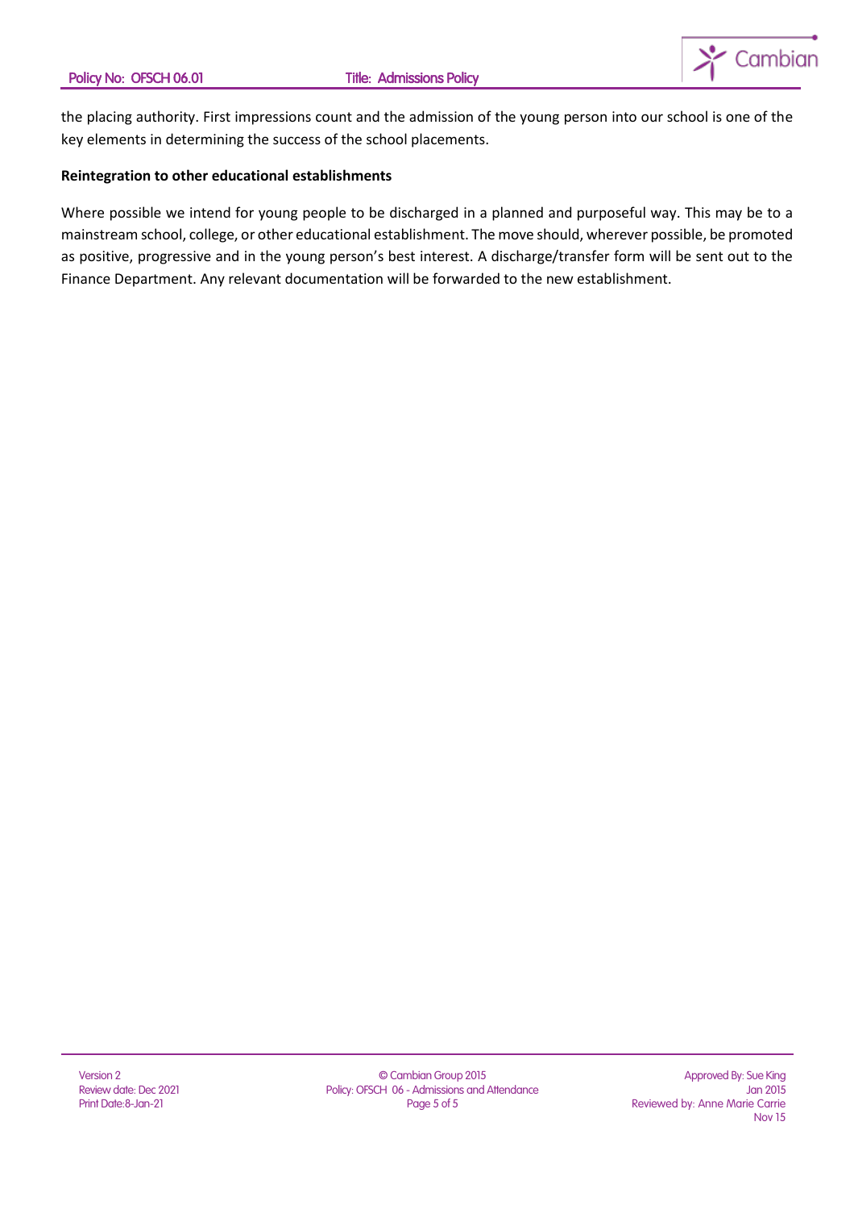the placing authority. First impressions count and the admission of the young person into our school is one of the key elements in determining the success of the school placements.

**Reintegration to other educational establishments**

Where possible we intend for young people to be discharged in a planned and purposeful way. This may be to a mainstream school, college, or other educational establishment. The move should, wherever possible, be promoted as positive, progressive and in the young person's best interest. A discharge/transfer form will be sent out to the Finance Department. Any relevant documentation will be forwarded to the new establishment.